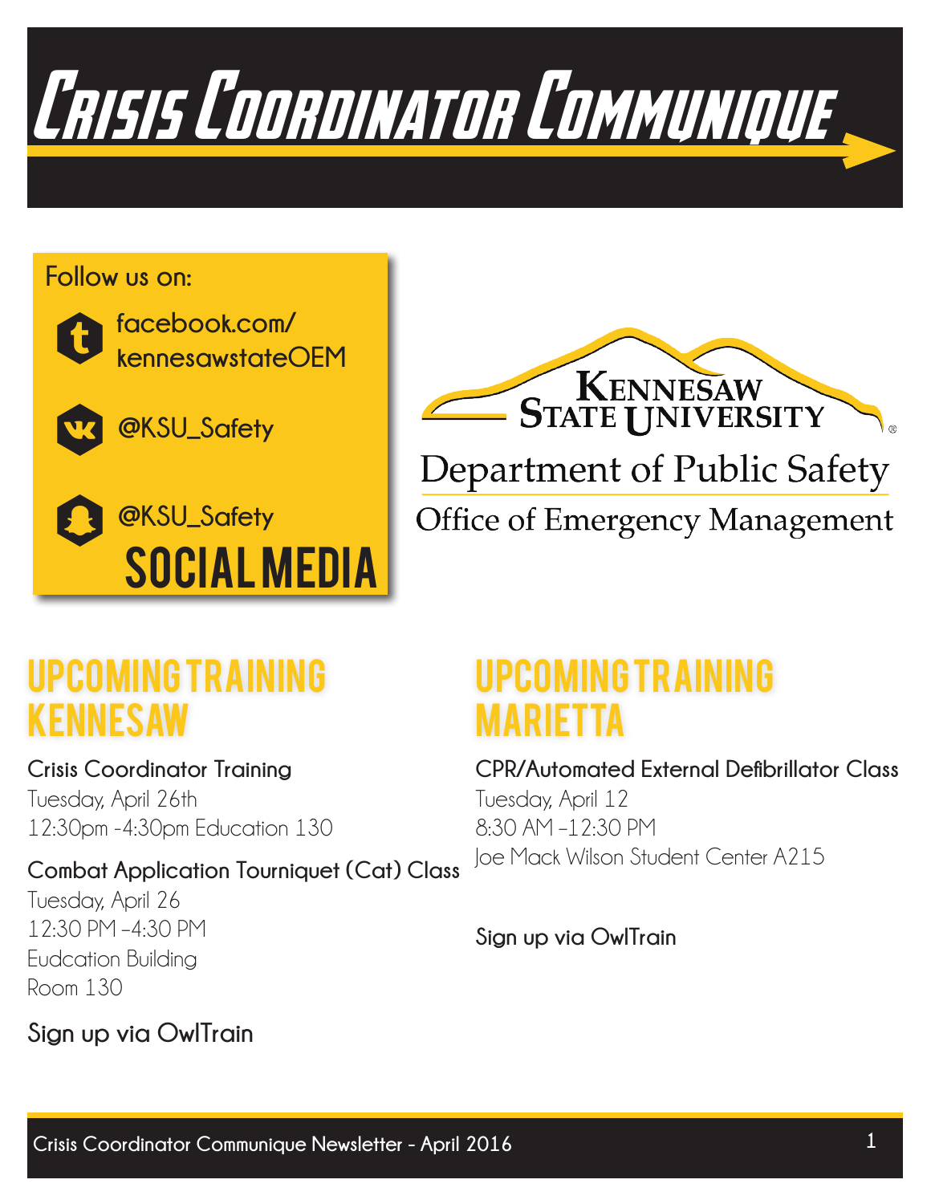# Crisis Coordinator Communique

**Follow us on:**

- facebook.com/kennesawstateOEM
- @KSU_Safety
- @KSU_Safety

**SOCIAL MEDIA**

Kennesaw State University

Department of Public Safety

Office of Emergency Management

## UPCOMING TRAINING KENNESAW

**Crisis Coordinator Training**

Tuesday, April 26th

12:30pm -4:30pm Education 130

**Combat Application Tourniquet (Cat) Class**

Tuesday, April 26

12:30 PM –4:30 PM

Eudcation Building

Room 130

**Sign up via OwlTrain**

## UPCOMING TRAINING MARIETTA

**CPR/Automated External Defibrillator Class**

Tuesday, April 12

8:30 AM –12:30 PM

Joe Mack Wilson Student Center A215

**Sign up via OwlTrain**

Crisis Coordinator Communique Newsletter - April 2016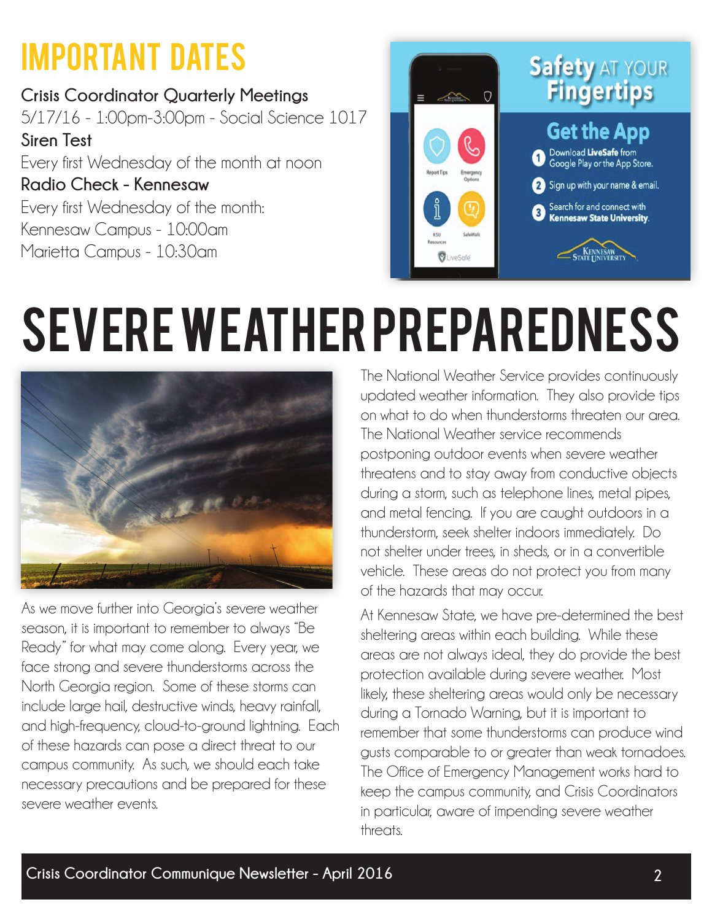# IMPORTANT DATES

**Crisis Coordinator Quarterly Meetings**
5/17/16 - 1:00pm-3:00pm - Social Science 1017

**Siren Test**
Every first Wednesday of the month at noon

**Radio Check - Kennesaw**
Every first Wednesday of the month:
Kennesaw Campus - 10:00am
Marietta Campus - 10:30am

**Safety** AT YOUR **Fingertips**

**Get the App**

1. Download **LiveSafe** from Google Play or the App Store.
2. Sign up with your name & email.
3. Search for and connect with **Kennesaw State University**.

# SEVERE WEATHER PREPAREDNESS

As we move further into Georgia's severe weather season, it is important to remember to always "Be Ready" for what may come along. Every year, we face strong and severe thunderstorms across the North Georgia region. Some of these storms can include large hail, destructive winds, heavy rainfall, and high-frequency, cloud-to-ground lightning. Each of these hazards can pose a direct threat to our campus community. As such, we should each take necessary precautions and be prepared for these severe weather events.

The National Weather Service provides continuously updated weather information. They also provide tips on what to do when thunderstorms threaten our area. The National Weather service recommends postponing outdoor events when severe weather threatens and to stay away from conductive objects during a storm, such as telephone lines, metal pipes, and metal fencing. If you are caught outdoors in a thunderstorm, seek shelter indoors immediately. Do not shelter under trees, in sheds, or in a convertible vehicle. These areas do not protect you from many of the hazards that may occur.

At Kennesaw State, we have pre-determined the best sheltering areas within each building. While these areas are not always ideal, they do provide the best protection available during severe weather. Most likely, these sheltering areas would only be necessary during a Tornado Warning, but it is important to remember that some thunderstorms can produce wind gusts comparable to or greater than weak tornadoes. The Office of Emergency Management works hard to keep the campus community, and Crisis Coordinators in particular, aware of impending severe weather threats.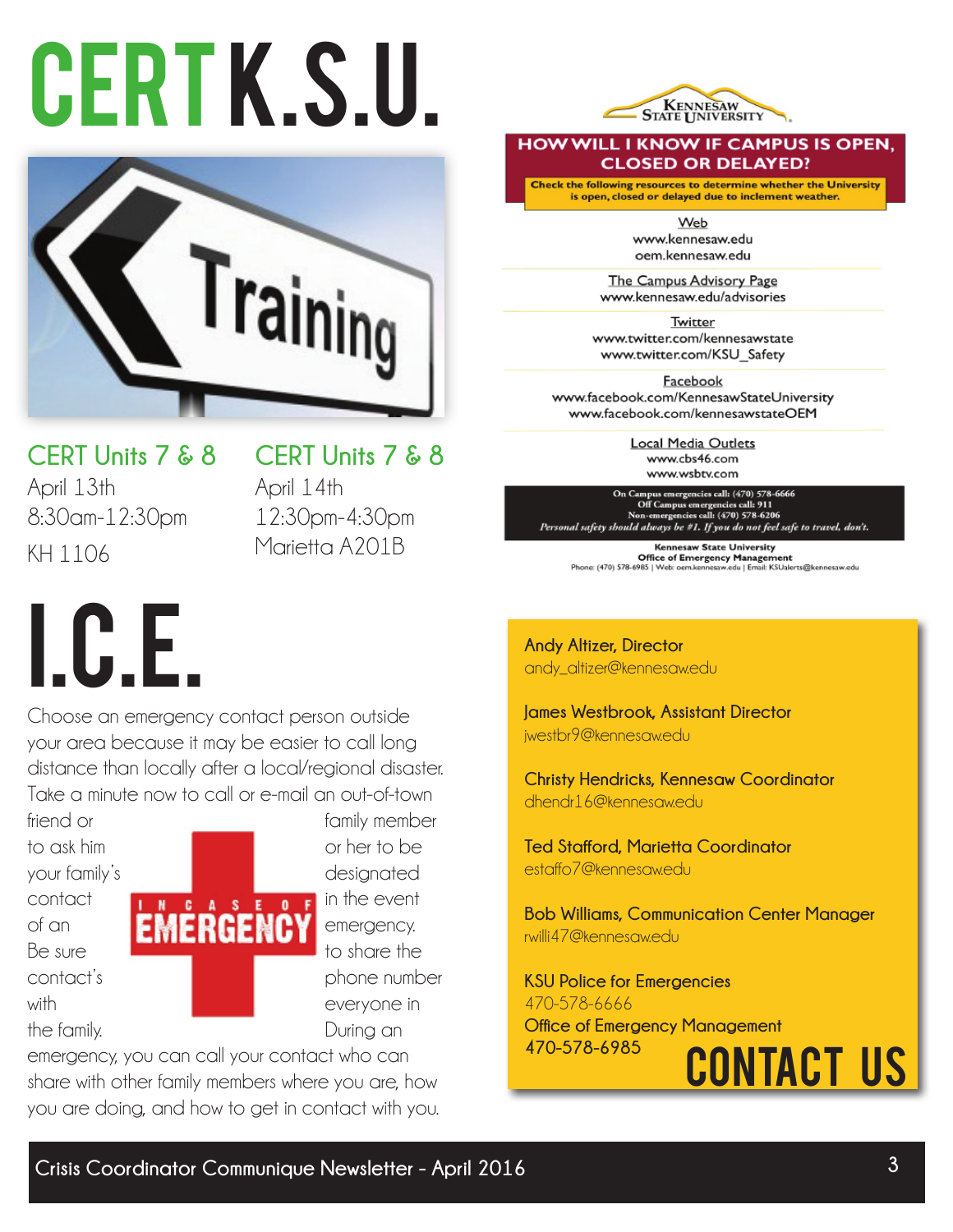# CERT K.S.U.

### CERT Units 7 & 8

April 13th
8:30am-12:30pm
KH 1106

### CERT Units 7 & 8

April 14th
12:30pm-4:30pm
Marietta A201B

# I.C.E.

Choose an emergency contact person outside your area because it may be easier to call long distance than locally after a local/regional disaster. Take a minute now to call or e-mail an out-of-town friend or family member to ask him or her to be your family's designated contact in the event of an emergency. Be sure to share the contact's phone number with everyone in the family. During an emergency, you can call your contact who can share with other family members where you are, how you are doing, and how to get in contact with you.

Kennesaw State University

## HOW WILL I KNOW IF CAMPUS IS OPEN, CLOSED OR DELAYED?

**Check the following resources to determine whether the University is open, closed or delayed due to inclement weather.**

Web
www.kennesaw.edu
oem.kennesaw.edu

The Campus Advisory Page
www.kennesaw.edu/advisories

Twitter
www.twitter.com/kennesawstate
www.twitter.com/KSU_Safety

Facebook
www.facebook.com/KennesawStateUniversity
www.facebook.com/kennesawstateOEM

Local Media Outlets
www.cbs46.com
www.wsbtv.com

**On Campus emergencies call: (470) 578-6666**
**Off Campus emergencies call: 911**
**Non-emergencies call: (470) 578-6206**
*Personal safety should always be #1. If you do not feel safe to travel, don't.*

**Kennesaw State University**
**Office of Emergency Management**
Phone: (470) 578-6985 | Web: oem.kennesaw.edu | Email: KSUalerts@kennesaw.edu

## CONTACT US

Andy Altizer, Director
andy_altizer@kennesaw.edu

James Westbrook, Assistant Director
jwestbr9@kennesaw.edu

Christy Hendricks, Kennesaw Coordinator
dhendr16@kennesaw.edu

Ted Stafford, Marietta Coordinator
estaffo7@kennesaw.edu

Bob Williams, Communication Center Manager
rwilli47@kennesaw.edu

KSU Police for Emergencies
470-578-6666

Office of Emergency Management
470-578-6985